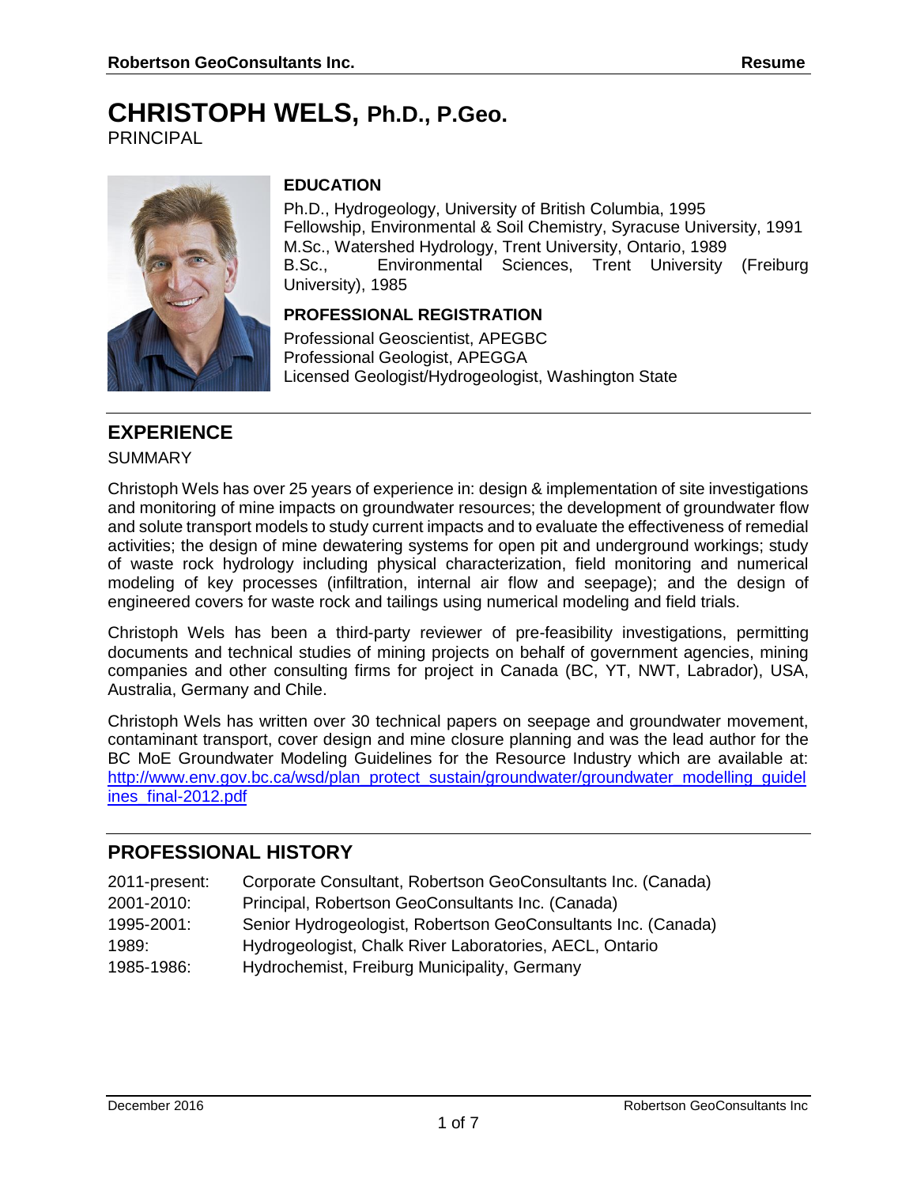# CHRISTOPH WELS, Ph.D., P.Geo.

PRINCIPAL

### EDUCATION

Ph.D., Hydrogeology, University of British Columbia, 1995
Fellowship, Environmental & Soil Chemistry, Syracuse University, 1991
M.Sc., Watershed Hydrology, Trent University, Ontario, 1989
B.Sc., Environmental Sciences, Trent University (Freiburg University), 1985

### PROFESSIONAL REGISTRATION

Professional Geoscientist, APEGBC
Professional Geologist, APEGGA
Licensed Geologist/Hydrogeologist, Washington State

## EXPERIENCE

SUMMARY

Christoph Wels has over 25 years of experience in: design & implementation of site investigations and monitoring of mine impacts on groundwater resources; the development of groundwater flow and solute transport models to study current impacts and to evaluate the effectiveness of remedial activities; the design of mine dewatering systems for open pit and underground workings; study of waste rock hydrology including physical characterization, field monitoring and numerical modeling of key processes (infiltration, internal air flow and seepage); and the design of engineered covers for waste rock and tailings using numerical modeling and field trials.

Christoph Wels has been a third-party reviewer of pre-feasibility investigations, permitting documents and technical studies of mining projects on behalf of government agencies, mining companies and other consulting firms for project in Canada (BC, YT, NWT, Labrador), USA, Australia, Germany and Chile.

Christoph Wels has written over 30 technical papers on seepage and groundwater movement, contaminant transport, cover design and mine closure planning and was the lead author for the BC MoE Groundwater Modeling Guidelines for the Resource Industry which are available at: http://www.env.gov.bc.ca/wsd/plan_protect_sustain/groundwater/groundwater_modelling_guidelines_final-2012.pdf

## PROFESSIONAL HISTORY

| | |
|---|---|
| 2011-present: | Corporate Consultant, Robertson GeoConsultants Inc. (Canada) |
| 2001-2010: | Principal, Robertson GeoConsultants Inc. (Canada) |
| 1995-2001: | Senior Hydrogeologist, Robertson GeoConsultants Inc. (Canada) |
| 1989: | Hydrogeologist, Chalk River Laboratories, AECL, Ontario |
| 1985-1986: | Hydrochemist, Freiburg Municipality, Germany |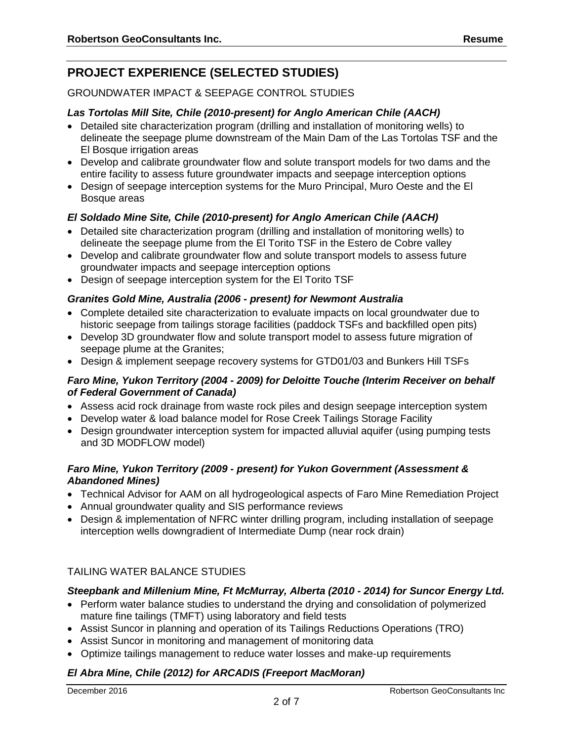## PROJECT EXPERIENCE (SELECTED STUDIES)

GROUNDWATER IMPACT & SEEPAGE CONTROL STUDIES

### *Las Tortolas Mill Site, Chile (2010-present) for Anglo American Chile (AACH)*

- Detailed site characterization program (drilling and installation of monitoring wells) to delineate the seepage plume downstream of the Main Dam of the Las Tortolas TSF and the El Bosque irrigation areas
- Develop and calibrate groundwater flow and solute transport models for two dams and the entire facility to assess future groundwater impacts and seepage interception options
- Design of seepage interception systems for the Muro Principal, Muro Oeste and the El Bosque areas

### *El Soldado Mine Site, Chile (2010-present) for Anglo American Chile (AACH)*

- Detailed site characterization program (drilling and installation of monitoring wells) to delineate the seepage plume from the El Torito TSF in the Estero de Cobre valley
- Develop and calibrate groundwater flow and solute transport models to assess future groundwater impacts and seepage interception options
- Design of seepage interception system for the El Torito TSF

### *Granites Gold Mine, Australia (2006 - present) for Newmont Australia*

- Complete detailed site characterization to evaluate impacts on local groundwater due to historic seepage from tailings storage facilities (paddock TSFs and backfilled open pits)
- Develop 3D groundwater flow and solute transport model to assess future migration of seepage plume at the Granites;
- Design & implement seepage recovery systems for GTD01/03 and Bunkers Hill TSFs

### *Faro Mine, Yukon Territory (2004 - 2009) for Deloitte Touche (Interim Receiver on behalf of Federal Government of Canada)*

- Assess acid rock drainage from waste rock piles and design seepage interception system
- Develop water & load balance model for Rose Creek Tailings Storage Facility
- Design groundwater interception system for impacted alluvial aquifer (using pumping tests and 3D MODFLOW model)

### *Faro Mine, Yukon Territory (2009 - present) for Yukon Government (Assessment & Abandoned Mines)*

- Technical Advisor for AAM on all hydrogeological aspects of Faro Mine Remediation Project
- Annual groundwater quality and SIS performance reviews
- Design & implementation of NFRC winter drilling program, including installation of seepage interception wells downgradient of Intermediate Dump (near rock drain)

TAILING WATER BALANCE STUDIES

### *Steepbank and Millenium Mine, Ft McMurray, Alberta (2010 - 2014) for Suncor Energy Ltd.*

- Perform water balance studies to understand the drying and consolidation of polymerized mature fine tailings (TMFT) using laboratory and field tests
- Assist Suncor in planning and operation of its Tailings Reductions Operations (TRO)
- Assist Suncor in monitoring and management of monitoring data
- Optimize tailings management to reduce water losses and make-up requirements

### *El Abra Mine, Chile (2012) for ARCADIS (Freeport MacMoran)*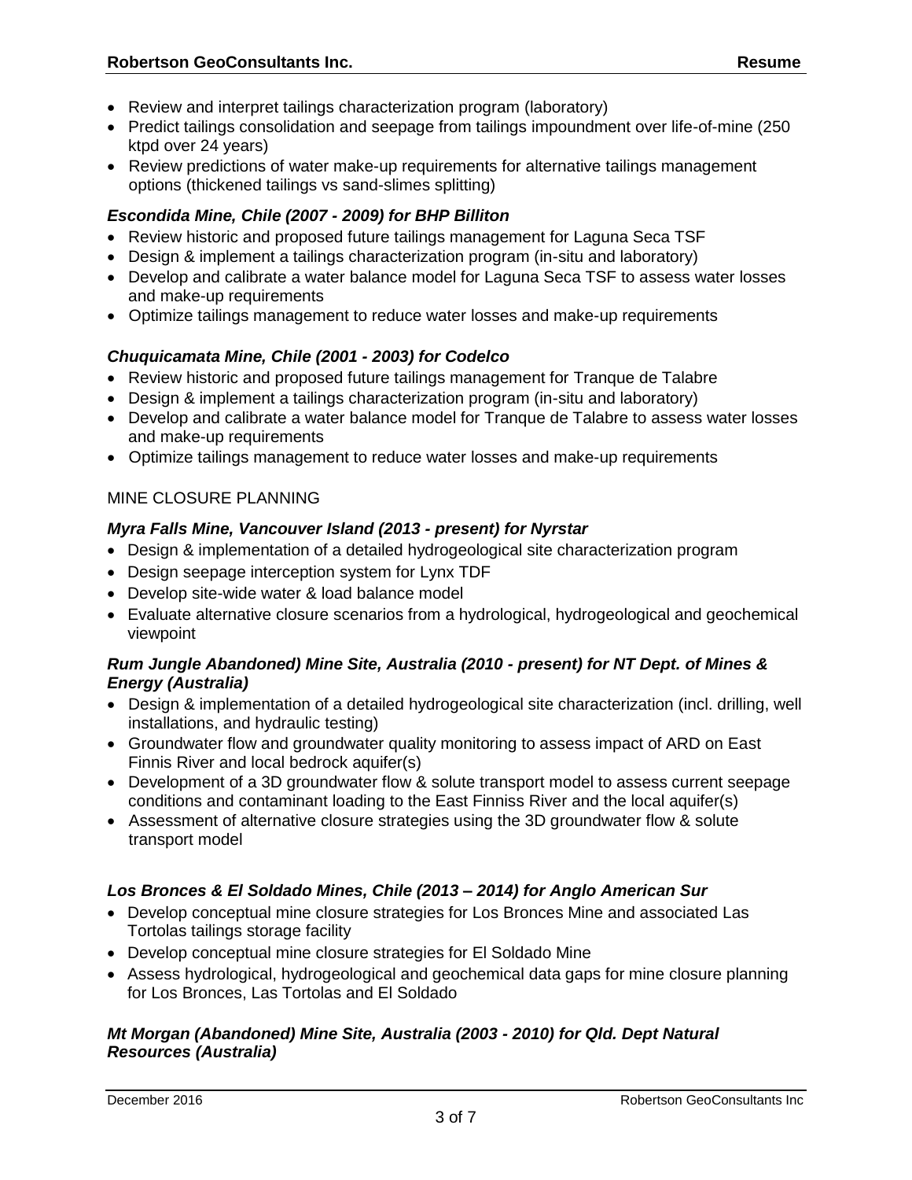- Review and interpret tailings characterization program (laboratory)
- Predict tailings consolidation and seepage from tailings impoundment over life-of-mine (250 ktpd over 24 years)
- Review predictions of water make-up requirements for alternative tailings management options (thickened tailings vs sand-slimes splitting)

***Escondida Mine, Chile (2007 - 2009) for BHP Billiton***

- Review historic and proposed future tailings management for Laguna Seca TSF
- Design & implement a tailings characterization program (in-situ and laboratory)
- Develop and calibrate a water balance model for Laguna Seca TSF to assess water losses and make-up requirements
- Optimize tailings management to reduce water losses and make-up requirements

***Chuquicamata Mine, Chile (2001 - 2003) for Codelco***

- Review historic and proposed future tailings management for Tranque de Talabre
- Design & implement a tailings characterization program (in-situ and laboratory)
- Develop and calibrate a water balance model for Tranque de Talabre to assess water losses and make-up requirements
- Optimize tailings management to reduce water losses and make-up requirements

MINE CLOSURE PLANNING

***Myra Falls Mine, Vancouver Island (2013 - present) for Nyrstar***

- Design & implementation of a detailed hydrogeological site characterization program
- Design seepage interception system for Lynx TDF
- Develop site-wide water & load balance model
- Evaluate alternative closure scenarios from a hydrological, hydrogeological and geochemical viewpoint

***Rum Jungle Abandoned) Mine Site, Australia (2010 - present) for NT Dept. of Mines & Energy (Australia)***

- Design & implementation of a detailed hydrogeological site characterization (incl. drilling, well installations, and hydraulic testing)
- Groundwater flow and groundwater quality monitoring to assess impact of ARD on East Finnis River and local bedrock aquifer(s)
- Development of a 3D groundwater flow & solute transport model to assess current seepage conditions and contaminant loading to the East Finniss River and the local aquifer(s)
- Assessment of alternative closure strategies using the 3D groundwater flow & solute transport model

***Los Bronces & El Soldado Mines, Chile (2013 – 2014) for Anglo American Sur***

- Develop conceptual mine closure strategies for Los Bronces Mine and associated Las Tortolas tailings storage facility
- Develop conceptual mine closure strategies for El Soldado Mine
- Assess hydrological, hydrogeological and geochemical data gaps for mine closure planning for Los Bronces, Las Tortolas and El Soldado

***Mt Morgan (Abandoned) Mine Site, Australia (2003 - 2010) for Qld. Dept Natural Resources (Australia)***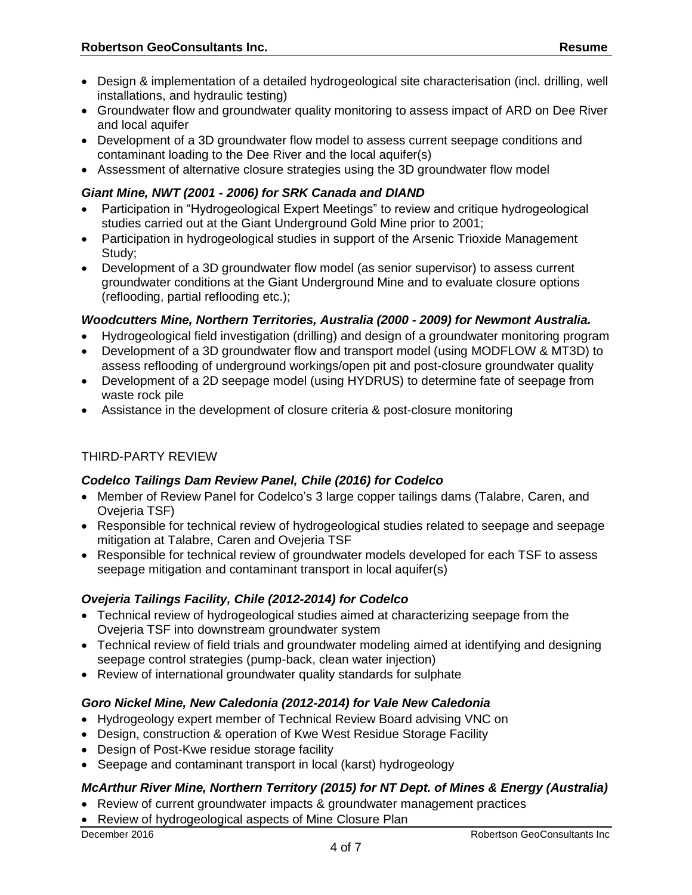- Design & implementation of a detailed hydrogeological site characterisation (incl. drilling, well installations, and hydraulic testing)
- Groundwater flow and groundwater quality monitoring to assess impact of ARD on Dee River and local aquifer
- Development of a 3D groundwater flow model to assess current seepage conditions and contaminant loading to the Dee River and the local aquifer(s)
- Assessment of alternative closure strategies using the 3D groundwater flow model

***Giant Mine, NWT (2001 - 2006) for SRK Canada and DIAND***

- Participation in "Hydrogeological Expert Meetings" to review and critique hydrogeological studies carried out at the Giant Underground Gold Mine prior to 2001;
- Participation in hydrogeological studies in support of the Arsenic Trioxide Management Study;
- Development of a 3D groundwater flow model (as senior supervisor) to assess current groundwater conditions at the Giant Underground Mine and to evaluate closure options (reflooding, partial reflooding etc.);

***Woodcutters Mine, Northern Territories, Australia (2000 - 2009) for Newmont Australia.***

- Hydrogeological field investigation (drilling) and design of a groundwater monitoring program
- Development of a 3D groundwater flow and transport model (using MODFLOW & MT3D) to assess reflooding of underground workings/open pit and post-closure groundwater quality
- Development of a 2D seepage model (using HYDRUS) to determine fate of seepage from waste rock pile
- Assistance in the development of closure criteria & post-closure monitoring

THIRD-PARTY REVIEW

***Codelco Tailings Dam Review Panel, Chile (2016) for Codelco***

- Member of Review Panel for Codelco's 3 large copper tailings dams (Talabre, Caren, and Ovejeria TSF)
- Responsible for technical review of hydrogeological studies related to seepage and seepage mitigation at Talabre, Caren and Ovejeria TSF
- Responsible for technical review of groundwater models developed for each TSF to assess seepage mitigation and contaminant transport in local aquifer(s)

***Ovejeria Tailings Facility, Chile (2012-2014) for Codelco***

- Technical review of hydrogeological studies aimed at characterizing seepage from the Ovejeria TSF into downstream groundwater system
- Technical review of field trials and groundwater modeling aimed at identifying and designing seepage control strategies (pump-back, clean water injection)
- Review of international groundwater quality standards for sulphate

***Goro Nickel Mine, New Caledonia (2012-2014) for Vale New Caledonia***

- Hydrogeology expert member of Technical Review Board advising VNC on
- Design, construction & operation of Kwe West Residue Storage Facility
- Design of Post-Kwe residue storage facility
- Seepage and contaminant transport in local (karst) hydrogeology

***McArthur River Mine, Northern Territory (2015) for NT Dept. of Mines & Energy (Australia)***

- Review of current groundwater impacts & groundwater management practices
- Review of hydrogeological aspects of Mine Closure Plan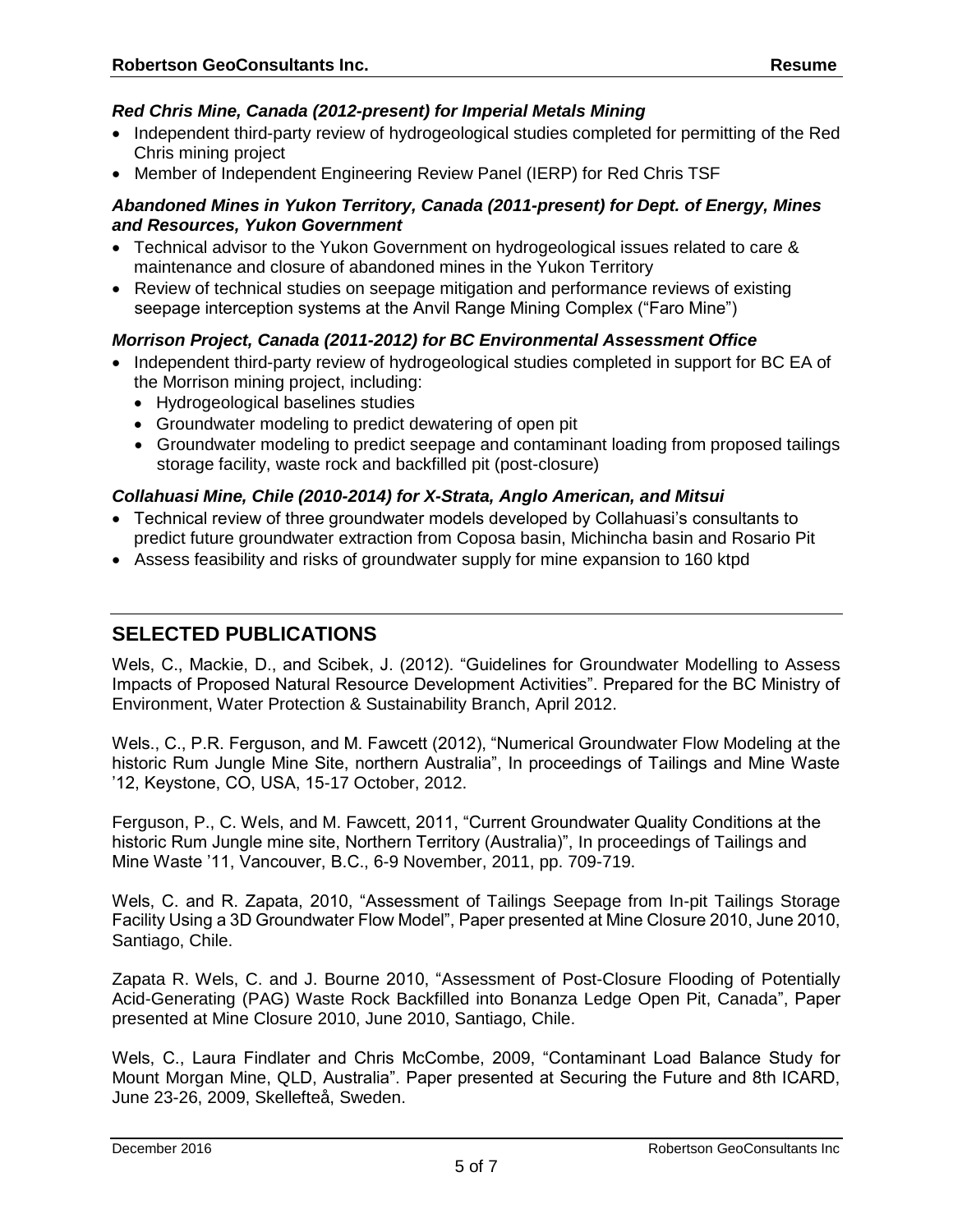***Red Chris Mine, Canada (2012-present) for Imperial Metals Mining***

- Independent third-party review of hydrogeological studies completed for permitting of the Red Chris mining project
- Member of Independent Engineering Review Panel (IERP) for Red Chris TSF

***Abandoned Mines in Yukon Territory, Canada (2011-present) for Dept. of Energy, Mines and Resources, Yukon Government***

- Technical advisor to the Yukon Government on hydrogeological issues related to care & maintenance and closure of abandoned mines in the Yukon Territory
- Review of technical studies on seepage mitigation and performance reviews of existing seepage interception systems at the Anvil Range Mining Complex ("Faro Mine")

***Morrison Project, Canada (2011-2012) for BC Environmental Assessment Office***

- Independent third-party review of hydrogeological studies completed in support for BC EA of the Morrison mining project, including:
  - Hydrogeological baselines studies
  - Groundwater modeling to predict dewatering of open pit
  - Groundwater modeling to predict seepage and contaminant loading from proposed tailings storage facility, waste rock and backfilled pit (post-closure)

***Collahuasi Mine, Chile (2010-2014) for X-Strata, Anglo American, and Mitsui***

- Technical review of three groundwater models developed by Collahuasi's consultants to predict future groundwater extraction from Coposa basin, Michincha basin and Rosario Pit
- Assess feasibility and risks of groundwater supply for mine expansion to 160 ktpd

## SELECTED PUBLICATIONS

Wels, C., Mackie, D., and Scibek, J. (2012). "Guidelines for Groundwater Modelling to Assess Impacts of Proposed Natural Resource Development Activities". Prepared for the BC Ministry of Environment, Water Protection & Sustainability Branch, April 2012.

Wels., C., P.R. Ferguson, and M. Fawcett (2012), "Numerical Groundwater Flow Modeling at the historic Rum Jungle Mine Site, northern Australia", In proceedings of Tailings and Mine Waste '12, Keystone, CO, USA, 15-17 October, 2012.

Ferguson, P., C. Wels, and M. Fawcett, 2011, "Current Groundwater Quality Conditions at the historic Rum Jungle mine site, Northern Territory (Australia)", In proceedings of Tailings and Mine Waste '11, Vancouver, B.C., 6-9 November, 2011, pp. 709-719.

Wels, C. and R. Zapata, 2010, "Assessment of Tailings Seepage from In-pit Tailings Storage Facility Using a 3D Groundwater Flow Model", Paper presented at Mine Closure 2010, June 2010, Santiago, Chile.

Zapata R. Wels, C. and J. Bourne 2010, "Assessment of Post-Closure Flooding of Potentially Acid-Generating (PAG) Waste Rock Backfilled into Bonanza Ledge Open Pit, Canada", Paper presented at Mine Closure 2010, June 2010, Santiago, Chile.

Wels, C., Laura Findlater and Chris McCombe, 2009, "Contaminant Load Balance Study for Mount Morgan Mine, QLD, Australia". Paper presented at Securing the Future and 8th ICARD, June 23-26, 2009, Skellefteå, Sweden.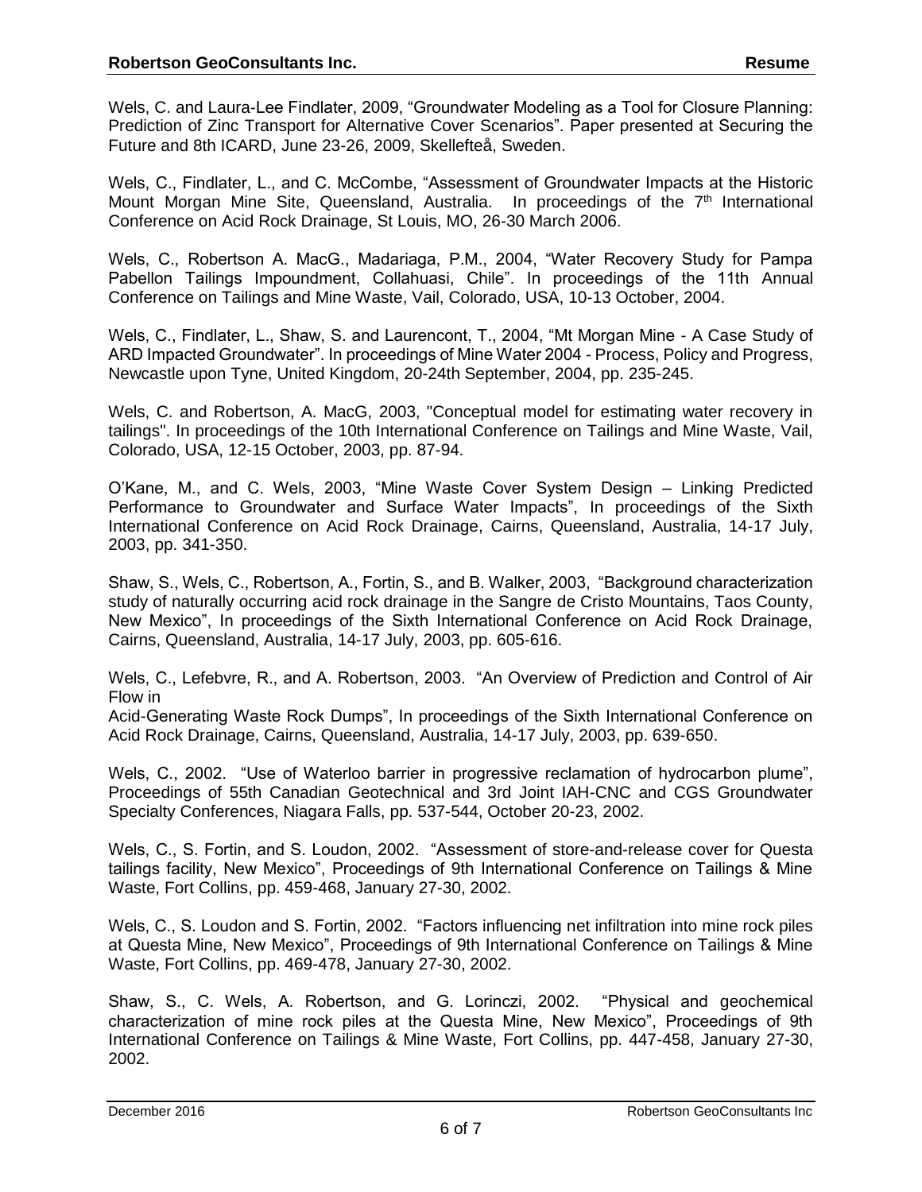Wels, C. and Laura-Lee Findlater, 2009, "Groundwater Modeling as a Tool for Closure Planning: Prediction of Zinc Transport for Alternative Cover Scenarios". Paper presented at Securing the Future and 8th ICARD, June 23-26, 2009, Skellefteå, Sweden.

Wels, C., Findlater, L., and C. McCombe, "Assessment of Groundwater Impacts at the Historic Mount Morgan Mine Site, Queensland, Australia. In proceedings of the 7th International Conference on Acid Rock Drainage, St Louis, MO, 26-30 March 2006.

Wels, C., Robertson A. MacG., Madariaga, P.M., 2004, "Water Recovery Study for Pampa Pabellon Tailings Impoundment, Collahuasi, Chile". In proceedings of the 11th Annual Conference on Tailings and Mine Waste, Vail, Colorado, USA, 10-13 October, 2004.

Wels, C., Findlater, L., Shaw, S. and Laurencont, T., 2004, "Mt Morgan Mine - A Case Study of ARD Impacted Groundwater". In proceedings of Mine Water 2004 - Process, Policy and Progress, Newcastle upon Tyne, United Kingdom, 20-24th September, 2004, pp. 235-245.

Wels, C. and Robertson, A. MacG, 2003, "Conceptual model for estimating water recovery in tailings". In proceedings of the 10th International Conference on Tailings and Mine Waste, Vail, Colorado, USA, 12-15 October, 2003, pp. 87-94.

O'Kane, M., and C. Wels, 2003, "Mine Waste Cover System Design – Linking Predicted Performance to Groundwater and Surface Water Impacts", In proceedings of the Sixth International Conference on Acid Rock Drainage, Cairns, Queensland, Australia, 14-17 July, 2003, pp. 341-350.

Shaw, S., Wels, C., Robertson, A., Fortin, S., and B. Walker, 2003, "Background characterization study of naturally occurring acid rock drainage in the Sangre de Cristo Mountains, Taos County, New Mexico", In proceedings of the Sixth International Conference on Acid Rock Drainage, Cairns, Queensland, Australia, 14-17 July, 2003, pp. 605-616.

Wels, C., Lefebvre, R., and A. Robertson, 2003. "An Overview of Prediction and Control of Air Flow in
Acid-Generating Waste Rock Dumps", In proceedings of the Sixth International Conference on Acid Rock Drainage, Cairns, Queensland, Australia, 14-17 July, 2003, pp. 639-650.

Wels, C., 2002. "Use of Waterloo barrier in progressive reclamation of hydrocarbon plume", Proceedings of 55th Canadian Geotechnical and 3rd Joint IAH-CNC and CGS Groundwater Specialty Conferences, Niagara Falls, pp. 537-544, October 20-23, 2002.

Wels, C., S. Fortin, and S. Loudon, 2002. "Assessment of store-and-release cover for Questa tailings facility, New Mexico", Proceedings of 9th International Conference on Tailings & Mine Waste, Fort Collins, pp. 459-468, January 27-30, 2002.

Wels, C., S. Loudon and S. Fortin, 2002. "Factors influencing net infiltration into mine rock piles at Questa Mine, New Mexico", Proceedings of 9th International Conference on Tailings & Mine Waste, Fort Collins, pp. 469-478, January 27-30, 2002.

Shaw, S., C. Wels, A. Robertson, and G. Lorinczi, 2002. "Physical and geochemical characterization of mine rock piles at the Questa Mine, New Mexico", Proceedings of 9th International Conference on Tailings & Mine Waste, Fort Collins, pp. 447-458, January 27-30, 2002.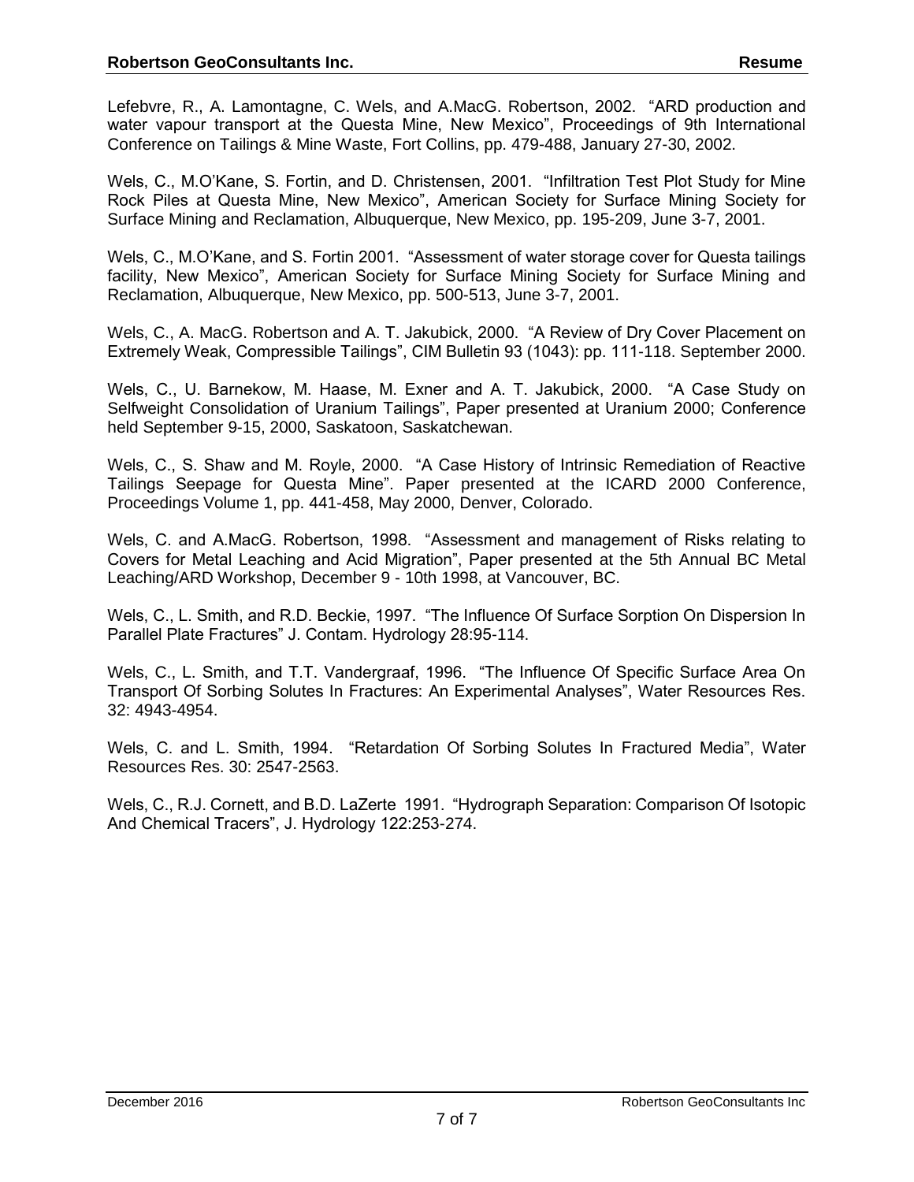Lefebvre, R., A. Lamontagne, C. Wels, and A.MacG. Robertson, 2002. "ARD production and water vapour transport at the Questa Mine, New Mexico", Proceedings of 9th International Conference on Tailings & Mine Waste, Fort Collins, pp. 479-488, January 27-30, 2002.

Wels, C., M.O'Kane, S. Fortin, and D. Christensen, 2001. "Infiltration Test Plot Study for Mine Rock Piles at Questa Mine, New Mexico", American Society for Surface Mining Society for Surface Mining and Reclamation, Albuquerque, New Mexico, pp. 195-209, June 3-7, 2001.

Wels, C., M.O'Kane, and S. Fortin 2001. "Assessment of water storage cover for Questa tailings facility, New Mexico", American Society for Surface Mining Society for Surface Mining and Reclamation, Albuquerque, New Mexico, pp. 500-513, June 3-7, 2001.

Wels, C., A. MacG. Robertson and A. T. Jakubick, 2000. "A Review of Dry Cover Placement on Extremely Weak, Compressible Tailings", CIM Bulletin 93 (1043): pp. 111-118. September 2000.

Wels, C., U. Barnekow, M. Haase, M. Exner and A. T. Jakubick, 2000. "A Case Study on Selfweight Consolidation of Uranium Tailings", Paper presented at Uranium 2000; Conference held September 9-15, 2000, Saskatoon, Saskatchewan.

Wels, C., S. Shaw and M. Royle, 2000. "A Case History of Intrinsic Remediation of Reactive Tailings Seepage for Questa Mine". Paper presented at the ICARD 2000 Conference, Proceedings Volume 1, pp. 441-458, May 2000, Denver, Colorado.

Wels, C. and A.MacG. Robertson, 1998. "Assessment and management of Risks relating to Covers for Metal Leaching and Acid Migration", Paper presented at the 5th Annual BC Metal Leaching/ARD Workshop, December 9 - 10th 1998, at Vancouver, BC.

Wels, C., L. Smith, and R.D. Beckie, 1997. "The Influence Of Surface Sorption On Dispersion In Parallel Plate Fractures" J. Contam. Hydrology 28:95-114.

Wels, C., L. Smith, and T.T. Vandergraaf, 1996. "The Influence Of Specific Surface Area On Transport Of Sorbing Solutes In Fractures: An Experimental Analyses", Water Resources Res. 32: 4943-4954.

Wels, C. and L. Smith, 1994. "Retardation Of Sorbing Solutes In Fractured Media", Water Resources Res. 30: 2547-2563.

Wels, C., R.J. Cornett, and B.D. LaZerte 1991. "Hydrograph Separation: Comparison Of Isotopic And Chemical Tracers", J. Hydrology 122:253-274.